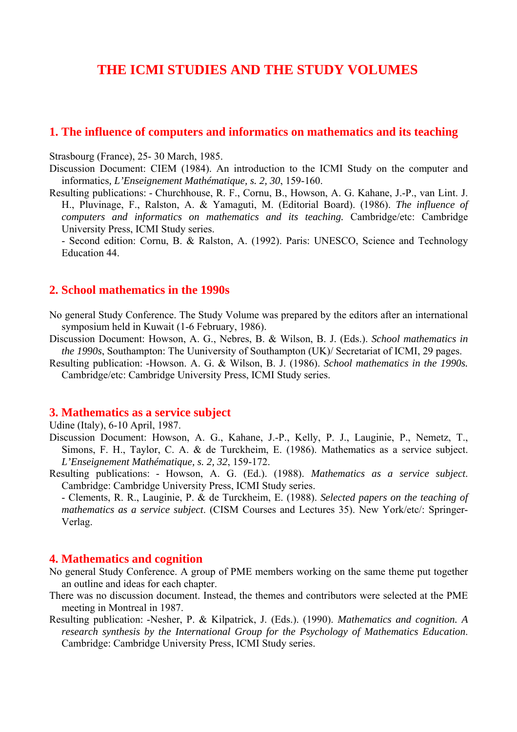# THE ICMI STUDIES AND THE STUDY VOLUMES

## 1. The influence of computers and informatics on mathematics and its teaching

Strasbourg (France), 25- 30 March, 1985.

Discussion Document: CIEM (1984). An introduction to the ICMI Study on the computer and informatics, *L'Enseignement Mathématique, s. 2, 30*, 159-160.

Resulting publications: - Churchhouse, R. F., Cornu, B., Howson, A. G. Kahane, J.-P., van Lint. J. H., Pluvinage, F., Ralston, A. & Yamaguti, M. (Editorial Board). (1986). *The influence of computers and informatics on mathematics and its teaching.* Cambridge/etc: Cambridge University Press, ICMI Study series.

- Second edition: Cornu, B. & Ralston, A. (1992). Paris: UNESCO, Science and Technology Education 44.

## 2. School mathematics in the 1990s

No general Study Conference. The Study Volume was prepared by the editors after an international symposium held in Kuwait (1-6 February, 1986).

Discussion Document: Howson, A. G., Nebres, B. & Wilson, B. J. (Eds.). *School mathematics in the 1990s*, Southampton: The Uuniversity of Southampton (UK)/ Secretariat of ICMI, 29 pages.

Resulting publication: -Howson. A. G. & Wilson, B. J. (1986). *School mathematics in the 1990s.* Cambridge/etc: Cambridge University Press, ICMI Study series.

## 3. Mathematics as a service subject

Udine (Italy), 6-10 April, 1987.

Discussion Document: Howson, A. G., Kahane, J.-P., Kelly, P. J., Lauginie, P., Nemetz, T., Simons, F. H., Taylor, C. A. & de Turckheim, E. (1986). Mathematics as a service subject. *L'Enseignement Mathématique, s. 2, 32*, 159-172.

Resulting publications: - Howson, A. G. (Ed.). (1988). *Mathematics as a service subject*. Cambridge: Cambridge University Press, ICMI Study series.

- Clements, R. R., Lauginie, P. & de Turckheim, E. (1988). *Selected papers on the teaching of mathematics as a service subject*. (CISM Courses and Lectures 35). New York/etc/: Springer-Verlag.

## 4. Mathematics and cognition

No general Study Conference. A group of PME members working on the same theme put together an outline and ideas for each chapter.

There was no discussion document. Instead, the themes and contributors were selected at the PME meeting in Montreal in 1987.

Resulting publication: -Nesher, P. & Kilpatrick, J. (Eds.). (1990). *Mathematics and cognition. A research synthesis by the International Group for the Psychology of Mathematics Education*. Cambridge: Cambridge University Press, ICMI Study series.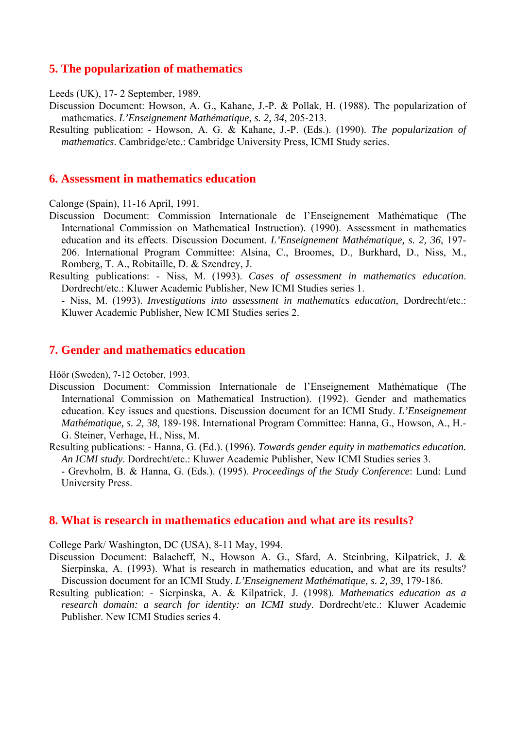## 5. The popularization of mathematics

Leeds (UK), 17- 2 September, 1989.

Discussion Document: Howson, A. G., Kahane, J.-P. & Pollak, H. (1988). The popularization of mathematics. *L'Enseignement Mathématique, s. 2, 34*, 205-213.

Resulting publication: - Howson, A. G. & Kahane, J.-P. (Eds.). (1990). *The popularization of mathematics*. Cambridge/etc.: Cambridge University Press, ICMI Study series.

## 6. Assessment in mathematics education

Calonge (Spain), 11-16 April, 1991.

Discussion Document: Commission Internationale de l'Enseignement Mathématique (The International Commission on Mathematical Instruction). (1990). Assessment in mathematics education and its effects. Discussion Document. *L'Enseignement Mathématique, s. 2, 36*, 197-206. International Program Committee: Alsina, C., Broomes, D., Burkhard, D., Niss, M., Romberg, T. A., Robitaille, D. & Szendrey, J.

Resulting publications: - Niss, M. (1993). *Cases of assessment in mathematics education*. Dordrecht/etc.: Kluwer Academic Publisher, New ICMI Studies series 1.

- Niss, M. (1993). *Investigations into assessment in mathematics education*, Dordrecht/etc.: Kluwer Academic Publisher, New ICMI Studies series 2.

## 7. Gender and mathematics education

Höör (Sweden), 7-12 October, 1993.

Discussion Document: Commission Internationale de l'Enseignement Mathématique (The International Commission on Mathematical Instruction). (1992). Gender and mathematics education. Key issues and questions. Discussion document for an ICMI Study. *L'Enseignement Mathématique, s. 2, 38*, 189-198. International Program Committee: Hanna, G., Howson, A., H.-G. Steiner, Verhage, H., Niss, M.

Resulting publications: - Hanna, G. (Ed.). (1996). *Towards gender equity in mathematics education. An ICMI study*. Dordrecht/etc.: Kluwer Academic Publisher, New ICMI Studies series 3.

- Grevholm, B. & Hanna, G. (Eds.). (1995). *Proceedings of the Study Conference*: Lund: Lund University Press.

## 8. What is research in mathematics education and what are its results?

College Park/ Washington, DC (USA), 8-11 May, 1994.

Discussion Document: Balacheff, N., Howson A. G., Sfard, A. Steinbring, Kilpatrick, J. & Sierpinska, A. (1993). What is research in mathematics education, and what are its results? Discussion document for an ICMI Study. *L'Enseignement Mathématique, s. 2, 39*, 179-186.

Resulting publication: - Sierpinska, A. & Kilpatrick, J. (1998). *Mathematics education as a research domain: a search for identity: an ICMI study*. Dordrecht/etc.: Kluwer Academic Publisher. New ICMI Studies series 4.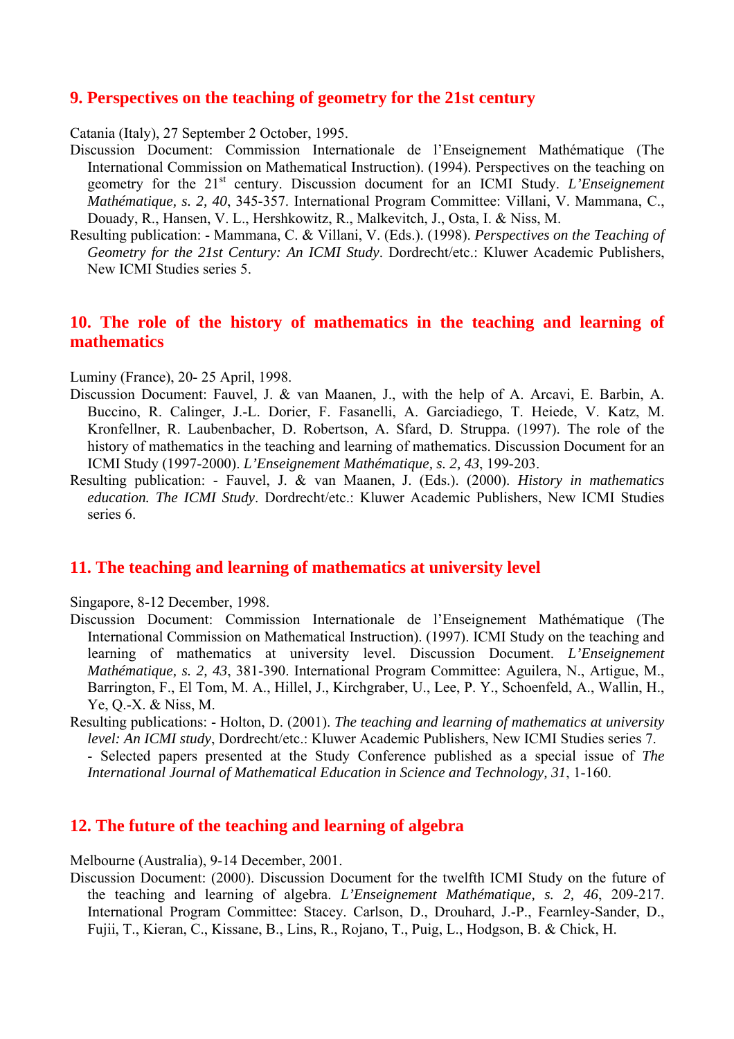## 9. Perspectives on the teaching of geometry for the 21st century

Catania (Italy), 27 September 2 October, 1995.

Discussion Document: Commission Internationale de l'Enseignement Mathématique (The International Commission on Mathematical Instruction). (1994). Perspectives on the teaching on geometry for the 21[st] century. Discussion document for an ICMI Study. *L'Enseignement Mathématique, s. 2, 40*, 345-357. International Program Committee: Villani, V. Mammana, C., Douady, R., Hansen, V. L., Hershkowitz, R., Malkevitch, J., Osta, I. & Niss, M.

Resulting publication: - Mammana, C. & Villani, V. (Eds.). (1998). *Perspectives on the Teaching of Geometry for the 21st Century: An ICMI Study*. Dordrecht/etc.: Kluwer Academic Publishers, New ICMI Studies series 5.

## 10. The role of the history of mathematics in the teaching and learning of mathematics

Luminy (France), 20- 25 April, 1998.

Discussion Document: Fauvel, J. & van Maanen, J., with the help of A. Arcavi, E. Barbin, A. Buccino, R. Calinger, J.-L. Dorier, F. Fasanelli, A. Garciadiego, T. Heiede, V. Katz, M. Kronfellner, R. Laubenbacher, D. Robertson, A. Sfard, D. Struppa. (1997). The role of the history of mathematics in the teaching and learning of mathematics. Discussion Document for an ICMI Study (1997-2000). *L'Enseignement Mathématique, s. 2, 43*, 199-203.

Resulting publication: - Fauvel, J. & van Maanen, J. (Eds.). (2000). *History in mathematics education. The ICMI Study*. Dordrecht/etc.: Kluwer Academic Publishers, New ICMI Studies series 6.

## 11. The teaching and learning of mathematics at university level

Singapore, 8-12 December, 1998.

Discussion Document: Commission Internationale de l'Enseignement Mathématique (The International Commission on Mathematical Instruction). (1997). ICMI Study on the teaching and learning of mathematics at university level. Discussion Document. *L'Enseignement Mathématique, s. 2, 43*, 381-390. International Program Committee: Aguilera, N., Artigue, M., Barrington, F., El Tom, M. A., Hillel, J., Kirchgraber, U., Lee, P. Y., Schoenfeld, A., Wallin, H., Ye, Q.-X. & Niss, M.

Resulting publications: - Holton, D. (2001). *The teaching and learning of mathematics at university level: An ICMI study*, Dordrecht/etc.: Kluwer Academic Publishers, New ICMI Studies series 7.
- Selected papers presented at the Study Conference published as a special issue of *The International Journal of Mathematical Education in Science and Technology, 31*, 1-160.

## 12. The future of the teaching and learning of algebra

Melbourne (Australia), 9-14 December, 2001.

Discussion Document: (2000). Discussion Document for the twelfth ICMI Study on the future of the teaching and learning of algebra. *L'Enseignement Mathématique, s. 2, 46*, 209-217. International Program Committee: Stacey. Carlson, D., Drouhard, J.-P., Fearnley-Sander, D., Fujii, T., Kieran, C., Kissane, B., Lins, R., Rojano, T., Puig, L., Hodgson, B. & Chick, H.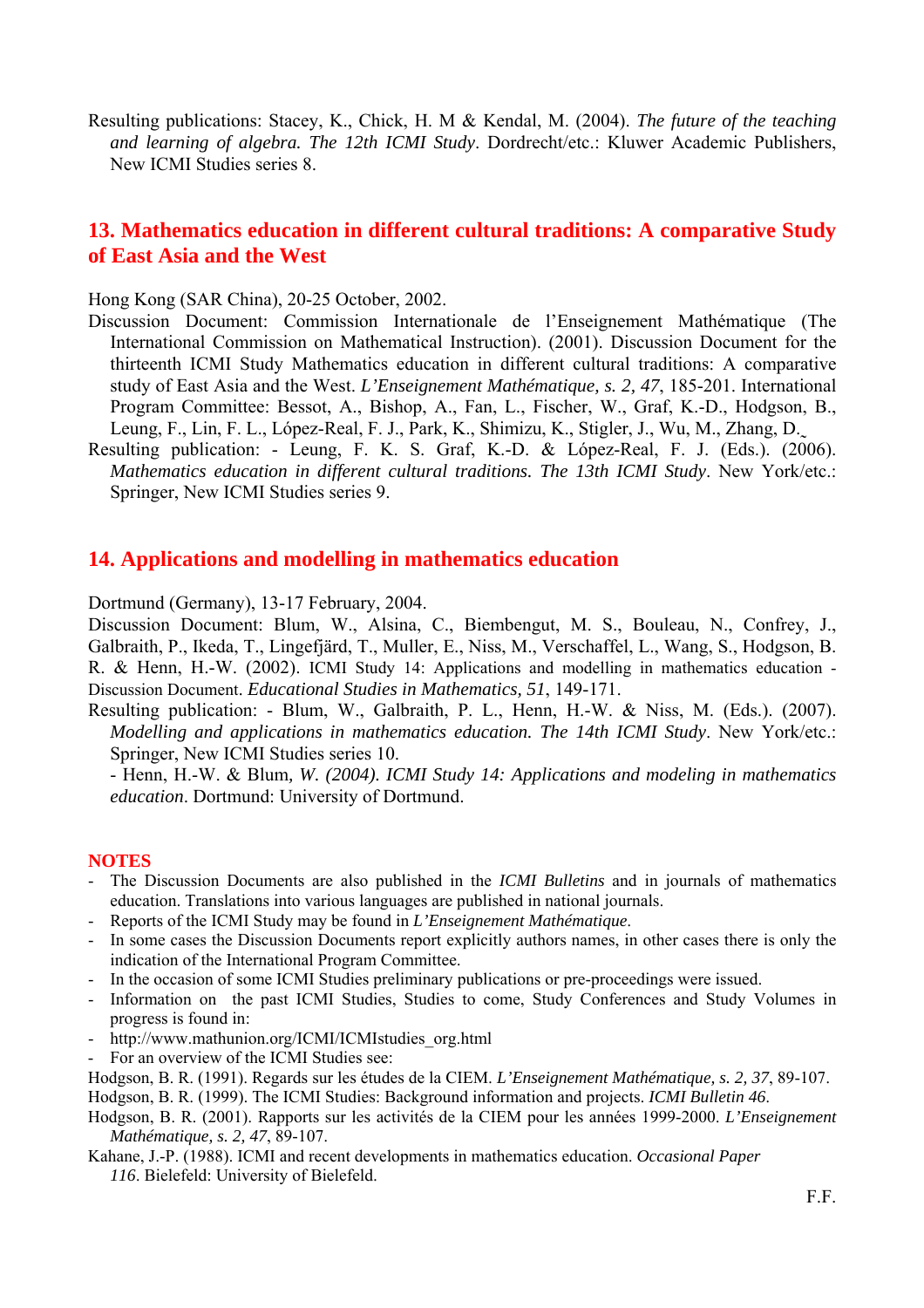Resulting publications: Stacey, K., Chick, H. M & Kendal, M. (2004). *The future of the teaching and learning of algebra. The 12th ICMI Study*. Dordrecht/etc.: Kluwer Academic Publishers, New ICMI Studies series 8.

## 13. Mathematics education in different cultural traditions: A comparative Study of East Asia and the West

Hong Kong (SAR China), 20-25 October, 2002.

Discussion Document: Commission Internationale de l'Enseignement Mathématique (The International Commission on Mathematical Instruction). (2001). Discussion Document for the thirteenth ICMI Study Mathematics education in different cultural traditions: A comparative study of East Asia and the West. *L'Enseignement Mathématique, s. 2, 47*, 185-201. International Program Committee: Bessot, A., Bishop, A., Fan, L., Fischer, W., Graf, K.-D., Hodgson, B., Leung, F., Lin, F. L., López-Real, F. J., Park, K., Shimizu, K., Stigler, J., Wu, M., Zhang, D.

Resulting publication: - Leung, F. K. S. Graf, K.-D. & López-Real, F. J. (Eds.). (2006). *Mathematics education in different cultural traditions. The 13th ICMI Study*. New York/etc.: Springer, New ICMI Studies series 9.

## 14. Applications and modelling in mathematics education

Dortmund (Germany), 13-17 February, 2004.

Discussion Document: Blum, W., Alsina, C., Biembengut, M. S., Bouleau, N., Confrey, J., Galbraith, P., Ikeda, T., Lingefjärd, T., Muller, E., Niss, M., Verschaffel, L., Wang, S., Hodgson, B. R. & Henn, H.-W. (2002). ICMI Study 14: Applications and modelling in mathematics education - Discussion Document. *Educational Studies in Mathematics, 51*, 149-171.

Resulting publication: - Blum, W., Galbraith, P. L., Henn, H.-W. & Niss, M. (Eds.). (2007). *Modelling and applications in mathematics education. The 14th ICMI Study*. New York/etc.: Springer, New ICMI Studies series 10.

- Henn, H.-W. & Blum, *W. (2004). ICMI Study 14: Applications and modeling in mathematics education*. Dortmund: University of Dortmund.

**NOTES**

- The Discussion Documents are also published in the *ICMI Bulletins* and in journals of mathematics education. Translations into various languages are published in national journals.
- Reports of the ICMI Study may be found in *L'Enseignement Mathématique*.
- In some cases the Discussion Documents report explicitly authors names, in other cases there is only the indication of the International Program Committee.
- In the occasion of some ICMI Studies preliminary publications or pre-proceedings were issued.
- Information on the past ICMI Studies, Studies to come, Study Conferences and Study Volumes in progress is found in:
- http://www.mathunion.org/ICMI/ICMIstudies_org.html
- For an overview of the ICMI Studies see:

Hodgson, B. R. (1991). Regards sur les études de la CIEM. *L'Enseignement Mathématique, s. 2, 37*, 89-107.

Hodgson, B. R. (1999). The ICMI Studies: Background information and projects. *ICMI Bulletin 46*.

Hodgson, B. R. (2001). Rapports sur les activités de la CIEM pour les années 1999-2000. *L'Enseignement Mathématique, s. 2, 47*, 89-107.

Kahane, J.-P. (1988). ICMI and recent developments in mathematics education. *Occasional Paper 116*. Bielefeld: University of Bielefeld.

F.F.